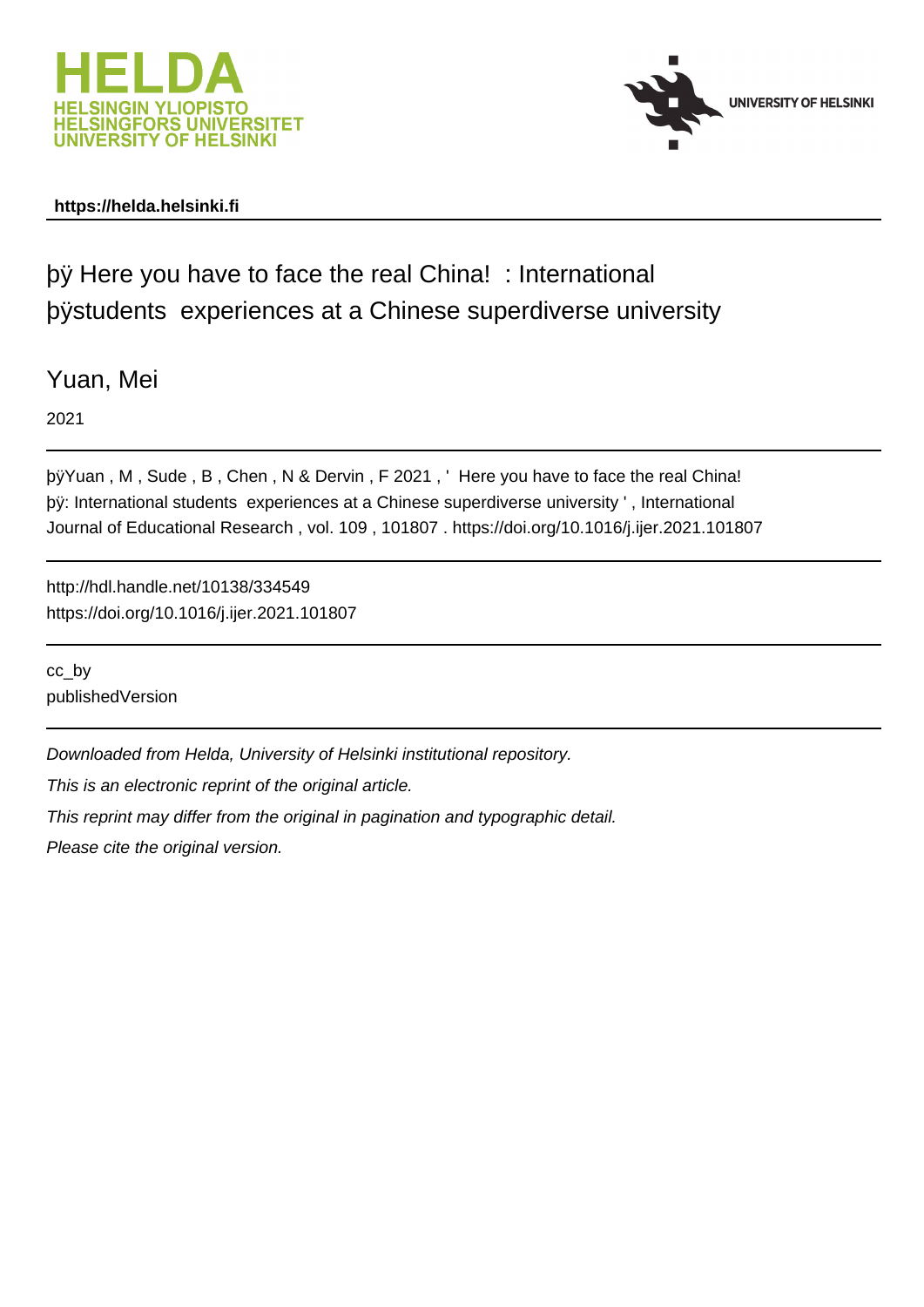https://helda.helsinki.fi

# þÿ Here you have to face the real China! : International þÿstudents experiences at a Chinese superdiverse university

Yuan, Mei

2021

þÿYuan , M , Sude , B , Chen , N & Dervin , F 2021 , ' Here you have to face the real China! þÿ: International students experiences at a Chinese superdiverse university ' , International Journal of Educational Research , vol. 109 , 101807 . https://doi.org/10.1016/j.ijer.2021.101807

http://hdl.handle.net/10138/334549
https://doi.org/10.1016/j.ijer.2021.101807

cc_by
publishedVersion

*Downloaded from Helda, University of Helsinki institutional repository.*

*This is an electronic reprint of the original article.*

*This reprint may differ from the original in pagination and typographic detail.*

*Please cite the original version.*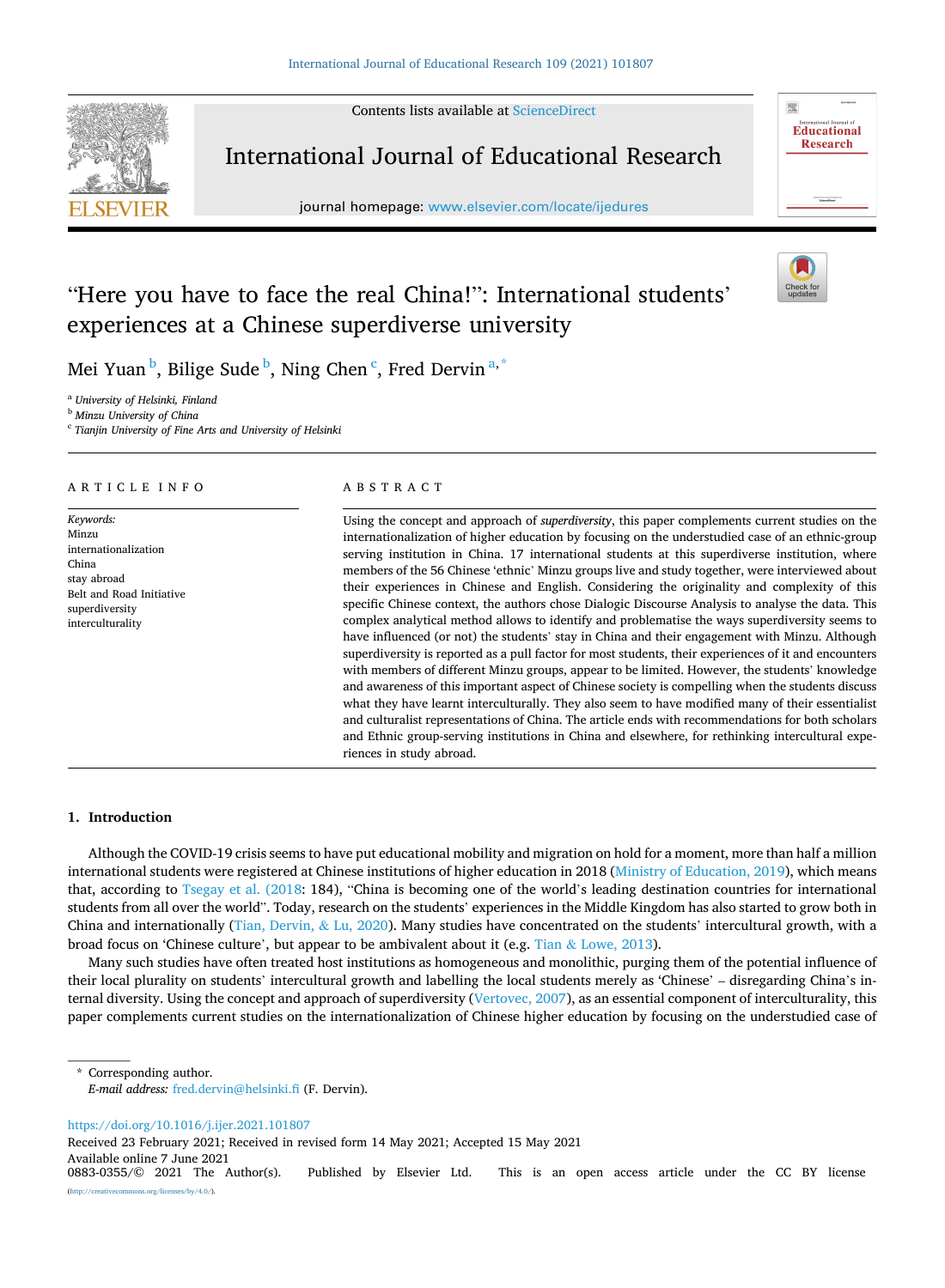# "Here you have to face the real China!": International students' experiences at a Chinese superdiverse university

Mei Yuan [b], Bilige Sude [b], Ning Chen [c], Fred Dervin [a,*]

[a] University of Helsinki, Finland
[b] Minzu University of China
[c] Tianjin University of Fine Arts and University of Helsinki

## ARTICLE INFO

*Keywords:*
Minzu
internationalization
China
stay abroad
Belt and Road Initiative
superdiversity
interculturality

## ABSTRACT

Using the concept and approach of *superdiversity*, this paper complements current studies on the internationalization of higher education by focusing on the understudied case of an ethnic-group serving institution in China. 17 international students at this superdiverse institution, where members of the 56 Chinese 'ethnic' Minzu groups live and study together, were interviewed about their experiences in Chinese and English. Considering the originality and complexity of this specific Chinese context, the authors chose Dialogic Discourse Analysis to analyse the data. This complex analytical method allows to identify and problematise the ways superdiversity seems to have influenced (or not) the students' stay in China and their engagement with Minzu. Although superdiversity is reported as a pull factor for most students, their experiences of it and encounters with members of different Minzu groups, appear to be limited. However, the students' knowledge and awareness of this important aspect of Chinese society is compelling when the students discuss what they have learnt interculturally. They also seem to have modified many of their essentialist and culturalist representations of China. The article ends with recommendations for both scholars and Ethnic group-serving institutions in China and elsewhere, for rethinking intercultural experiences in study abroad.

## 1. Introduction

Although the COVID-19 crisis seems to have put educational mobility and migration on hold for a moment, more than half a million international students were registered at Chinese institutions of higher education in 2018 (Ministry of Education, 2019), which means that, according to Tsegay et al. (2018: 184), "China is becoming one of the world's leading destination countries for international students from all over the world". Today, research on the students' experiences in the Middle Kingdom has also started to grow both in China and internationally (Tian, Dervin, & Lu, 2020). Many studies have concentrated on the students' intercultural growth, with a broad focus on 'Chinese culture', but appear to be ambivalent about it (e.g. Tian & Lowe, 2013).

Many such studies have often treated host institutions as homogeneous and monolithic, purging them of the potential influence of their local plurality on students' intercultural growth and labelling the local students merely as 'Chinese' – disregarding China's internal diversity. Using the concept and approach of superdiversity (Vertovec, 2007), as an essential component of interculturality, this paper complements current studies on the internationalization of Chinese higher education by focusing on the understudied case of

\* Corresponding author.
*E-mail address:* fred.dervin@helsinki.fi (F. Dervin).

https://doi.org/10.1016/j.ijer.2021.101807
Received 23 February 2021; Received in revised form 14 May 2021; Accepted 15 May 2021
Available online 7 June 2021
0883-0355/© 2021 The Author(s). Published by Elsevier Ltd. This is an open access article under the CC BY license (http://creativecommons.org/licenses/by/4.0/).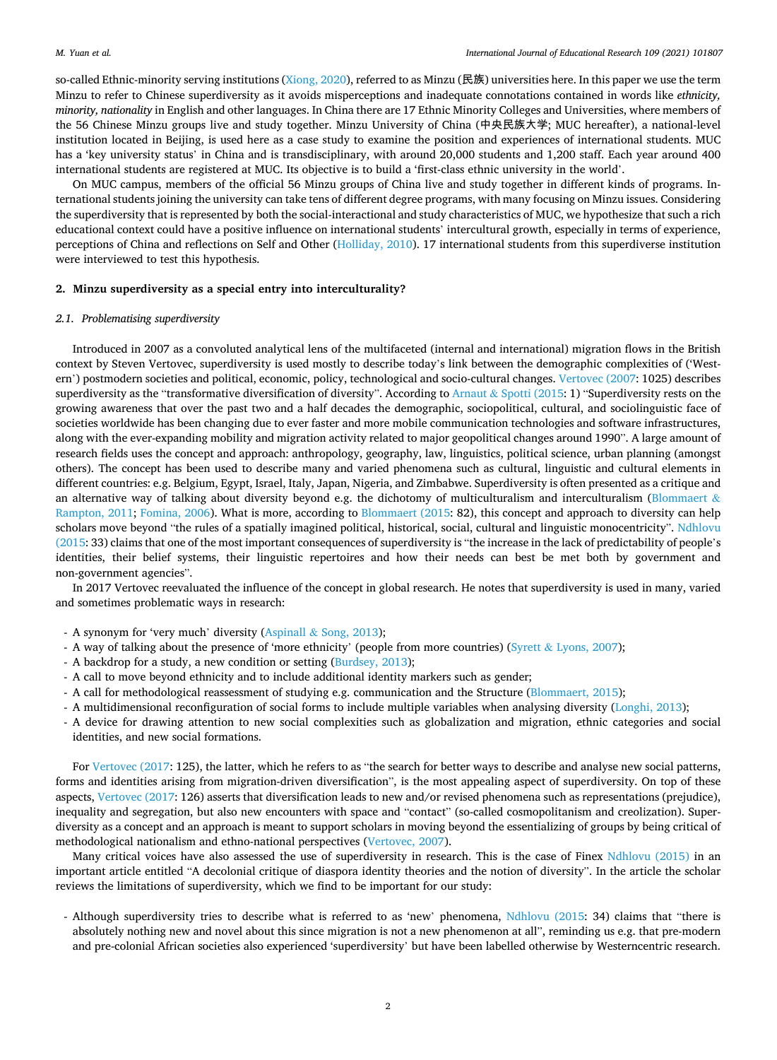so-called Ethnic-minority serving institutions (Xiong, 2020), referred to as Minzu (民族) universities here. In this paper we use the term Minzu to refer to Chinese superdiversity as it avoids misperceptions and inadequate connotations contained in words like *ethnicity, minority, nationality* in English and other languages. In China there are 17 Ethnic Minority Colleges and Universities, where members of the 56 Chinese Minzu groups live and study together. Minzu University of China (中央民族大学; MUC hereafter), a national-level institution located in Beijing, is used here as a case study to examine the position and experiences of international students. MUC has a 'key university status' in China and is transdisciplinary, with around 20,000 students and 1,200 staff. Each year around 400 international students are registered at MUC. Its objective is to build a 'first-class ethnic university in the world'.

On MUC campus, members of the official 56 Minzu groups of China live and study together in different kinds of programs. International students joining the university can take tens of different degree programs, with many focusing on Minzu issues. Considering the superdiversity that is represented by both the social-interactional and study characteristics of MUC, we hypothesize that such a rich educational context could have a positive influence on international students' intercultural growth, especially in terms of experience, perceptions of China and reflections on Self and Other (Holliday, 2010). 17 international students from this superdiverse institution were interviewed to test this hypothesis.

## 2. Minzu superdiversity as a special entry into interculturality?

### 2.1. Problematising superdiversity

Introduced in 2007 as a convoluted analytical lens of the multifaceted (internal and international) migration flows in the British context by Steven Vertovec, superdiversity is used mostly to describe today's link between the demographic complexities of ('Western') postmodern societies and political, economic, policy, technological and socio-cultural changes. Vertovec (2007: 1025) describes superdiversity as the "transformative diversification of diversity". According to Arnaut & Spotti (2015: 1) "Superdiversity rests on the growing awareness that over the past two and a half decades the demographic, sociopolitical, cultural, and sociolinguistic face of societies worldwide has been changing due to ever faster and more mobile communication technologies and software infrastructures, along with the ever-expanding mobility and migration activity related to major geopolitical changes around 1990". A large amount of research fields uses the concept and approach: anthropology, geography, law, linguistics, political science, urban planning (amongst others). The concept has been used to describe many and varied phenomena such as cultural, linguistic and cultural elements in different countries: e.g. Belgium, Egypt, Israel, Italy, Japan, Nigeria, and Zimbabwe. Superdiversity is often presented as a critique and an alternative way of talking about diversity beyond e.g. the dichotomy of multiculturalism and interculturalism (Blommaert & Rampton, 2011; Fomina, 2006). What is more, according to Blommaert (2015: 82), this concept and approach to diversity can help scholars move beyond "the rules of a spatially imagined political, historical, social, cultural and linguistic monocentricity". Ndhlovu (2015: 33) claims that one of the most important consequences of superdiversity is "the increase in the lack of predictability of people's identities, their belief systems, their linguistic repertoires and how their needs can best be met both by government and non-government agencies".

In 2017 Vertovec reevaluated the influence of the concept in global research. He notes that superdiversity is used in many, varied and sometimes problematic ways in research:

- A synonym for 'very much' diversity (Aspinall & Song, 2013);
- A way of talking about the presence of 'more ethnicity' (people from more countries) (Syrett & Lyons, 2007);
- A backdrop for a study, a new condition or setting (Burdsey, 2013);
- A call to move beyond ethnicity and to include additional identity markers such as gender;
- A call for methodological reassessment of studying e.g. communication and the Structure (Blommaert, 2015);
- A multidimensional reconfiguration of social forms to include multiple variables when analysing diversity (Longhi, 2013);
- A device for drawing attention to new social complexities such as globalization and migration, ethnic categories and social identities, and new social formations.

For Vertovec (2017: 125), the latter, which he refers to as "the search for better ways to describe and analyse new social patterns, forms and identities arising from migration-driven diversification", is the most appealing aspect of superdiversity. On top of these aspects, Vertovec (2017: 126) asserts that diversification leads to new and/or revised phenomena such as representations (prejudice), inequality and segregation, but also new encounters with space and "contact" (so-called cosmopolitanism and creolization). Superdiversity as a concept and an approach is meant to support scholars in moving beyond the essentializing of groups by being critical of methodological nationalism and ethno-national perspectives (Vertovec, 2007).

Many critical voices have also assessed the use of superdiversity in research. This is the case of Finex Ndhlovu (2015) in an important article entitled "A decolonial critique of diaspora identity theories and the notion of diversity". In the article the scholar reviews the limitations of superdiversity, which we find to be important for our study:

- Although superdiversity tries to describe what is referred to as 'new' phenomena, Ndhlovu (2015: 34) claims that "there is absolutely nothing new and novel about this since migration is not a new phenomenon at all", reminding us e.g. that pre-modern and pre-colonial African societies also experienced 'superdiversity' but have been labelled otherwise by Westerncentric research.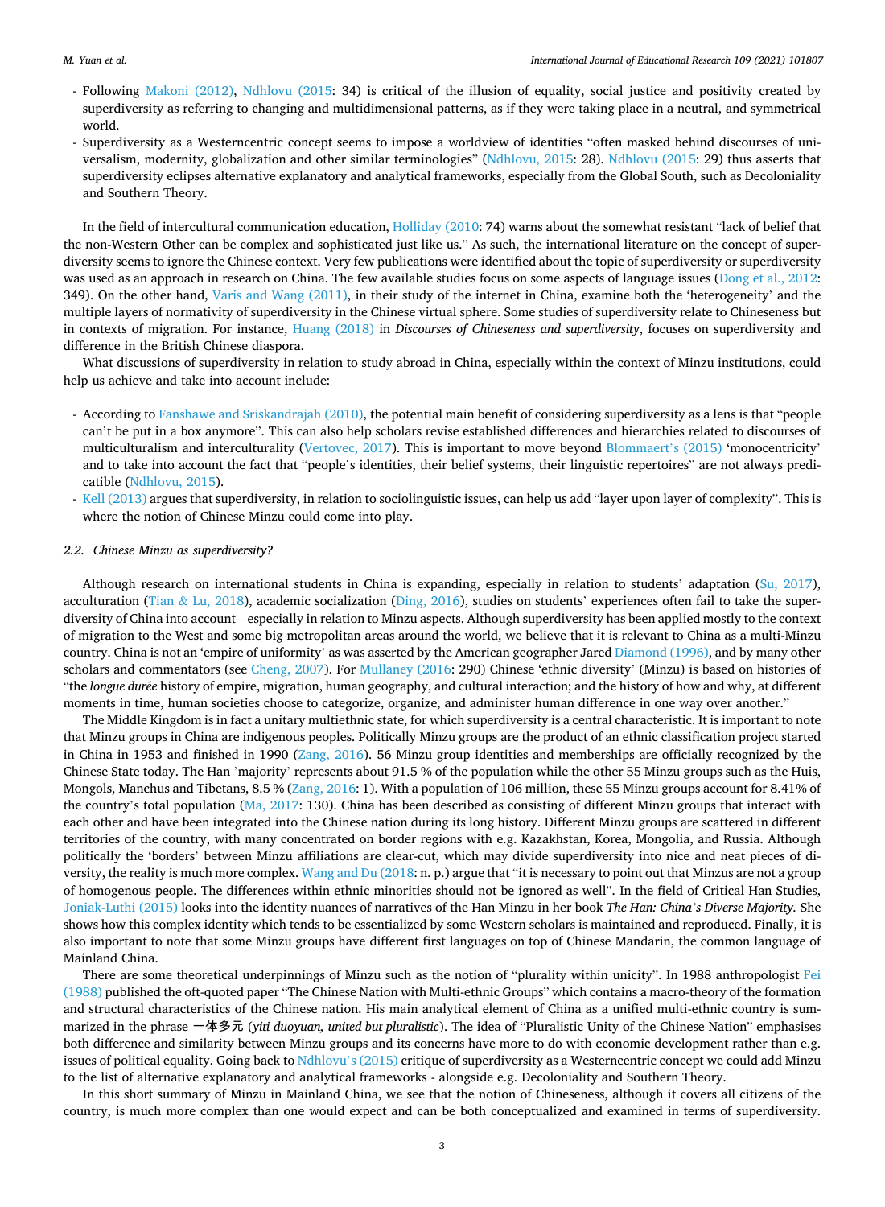- Following Makoni (2012), Ndhlovu (2015: 34) is critical of the illusion of equality, social justice and positivity created by superdiversity as referring to changing and multidimensional patterns, as if they were taking place in a neutral, and symmetrical world.
- Superdiversity as a Westerncentric concept seems to impose a worldview of identities "often masked behind discourses of universalism, modernity, globalization and other similar terminologies" (Ndhlovu, 2015: 28). Ndhlovu (2015: 29) thus asserts that superdiversity eclipses alternative explanatory and analytical frameworks, especially from the Global South, such as Decoloniality and Southern Theory.

In the field of intercultural communication education, Holliday (2010: 74) warns about the somewhat resistant "lack of belief that the non-Western Other can be complex and sophisticated just like us." As such, the international literature on the concept of superdiversity seems to ignore the Chinese context. Very few publications were identified about the topic of superdiversity or superdiversity was used as an approach in research on China. The few available studies focus on some aspects of language issues (Dong et al., 2012: 349). On the other hand, Varis and Wang (2011), in their study of the internet in China, examine both the 'heterogeneity' and the multiple layers of normativity of superdiversity in the Chinese virtual sphere. Some studies of superdiversity relate to Chineseness but in contexts of migration. For instance, Huang (2018) in *Discourses of Chineseness and superdiversity*, focuses on superdiversity and difference in the British Chinese diaspora.

What discussions of superdiversity in relation to study abroad in China, especially within the context of Minzu institutions, could help us achieve and take into account include:

- According to Fanshawe and Sriskandrajah (2010), the potential main benefit of considering superdiversity as a lens is that "people can't be put in a box anymore". This can also help scholars revise established differences and hierarchies related to discourses of multiculturalism and interculturality (Vertovec, 2017). This is important to move beyond Blommaert's (2015) 'monocentricity' and to take into account the fact that "people's identities, their belief systems, their linguistic repertoires" are not always predicatible (Ndhlovu, 2015).
- Kell (2013) argues that superdiversity, in relation to sociolinguistic issues, can help us add "layer upon layer of complexity". This is where the notion of Chinese Minzu could come into play.

### 2.2. Chinese Minzu as superdiversity?

Although research on international students in China is expanding, especially in relation to students' adaptation (Su, 2017), acculturation (Tian & Lu, 2018), academic socialization (Ding, 2016), studies on students' experiences often fail to take the superdiversity of China into account – especially in relation to Minzu aspects. Although superdiversity has been applied mostly to the context of migration to the West and some big metropolitan areas around the world, we believe that it is relevant to China as a multi-Minzu country. China is not an 'empire of uniformity' as was asserted by the American geographer Jared Diamond (1996), and by many other scholars and commentators (see Cheng, 2007). For Mullaney (2016: 290) Chinese 'ethnic diversity' (Minzu) is based on histories of "the *longue durée* history of empire, migration, human geography, and cultural interaction; and the history of how and why, at different moments in time, human societies choose to categorize, organize, and administer human difference in one way over another."

The Middle Kingdom is in fact a unitary multiethnic state, for which superdiversity is a central characteristic. It is important to note that Minzu groups in China are indigenous peoples. Politically Minzu groups are the product of an ethnic classification project started in China in 1953 and finished in 1990 (Zang, 2016). 56 Minzu group identities and memberships are officially recognized by the Chinese State today. The Han 'majority' represents about 91.5 % of the population while the other 55 Minzu groups such as the Huis, Mongols, Manchus and Tibetans, 8.5 % (Zang, 2016: 1). With a population of 106 million, these 55 Minzu groups account for 8.41% of the country's total population (Ma, 2017: 130). China has been described as consisting of different Minzu groups that interact with each other and have been integrated into the Chinese nation during its long history. Different Minzu groups are scattered in different territories of the country, with many concentrated on border regions with e.g. Kazakhstan, Korea, Mongolia, and Russia. Although politically the 'borders' between Minzu affiliations are clear-cut, which may divide superdiversity into nice and neat pieces of diversity, the reality is much more complex. Wang and Du (2018: n. p.) argue that "it is necessary to point out that Minzus are not a group of homogenous people. The differences within ethnic minorities should not be ignored as well". In the field of Critical Han Studies, Joniak-Luthi (2015) looks into the identity nuances of narratives of the Han Minzu in her book *The Han: China's Diverse Majority*. She shows how this complex identity which tends to be essentialized by some Western scholars is maintained and reproduced. Finally, it is also important to note that some Minzu groups have different first languages on top of Chinese Mandarin, the common language of Mainland China.

There are some theoretical underpinnings of Minzu such as the notion of "plurality within unicity". In 1988 anthropologist Fei (1988) published the oft-quoted paper "The Chinese Nation with Multi-ethnic Groups" which contains a macro-theory of the formation and structural characteristics of the Chinese nation. His main analytical element of China as a unified multi-ethnic country is summarized in the phrase 一体多元 (*yiti duoyuan, united but pluralistic*). The idea of "Pluralistic Unity of the Chinese Nation" emphasises both difference and similarity between Minzu groups and its concerns have more to do with economic development rather than e.g. issues of political equality. Going back to Ndhlovu's (2015) critique of superdiversity as a Westerncentric concept we could add Minzu to the list of alternative explanatory and analytical frameworks - alongside e.g. Decoloniality and Southern Theory.

In this short summary of Minzu in Mainland China, we see that the notion of Chineseness, although it covers all citizens of the country, is much more complex than one would expect and can be both conceptualized and examined in terms of superdiversity.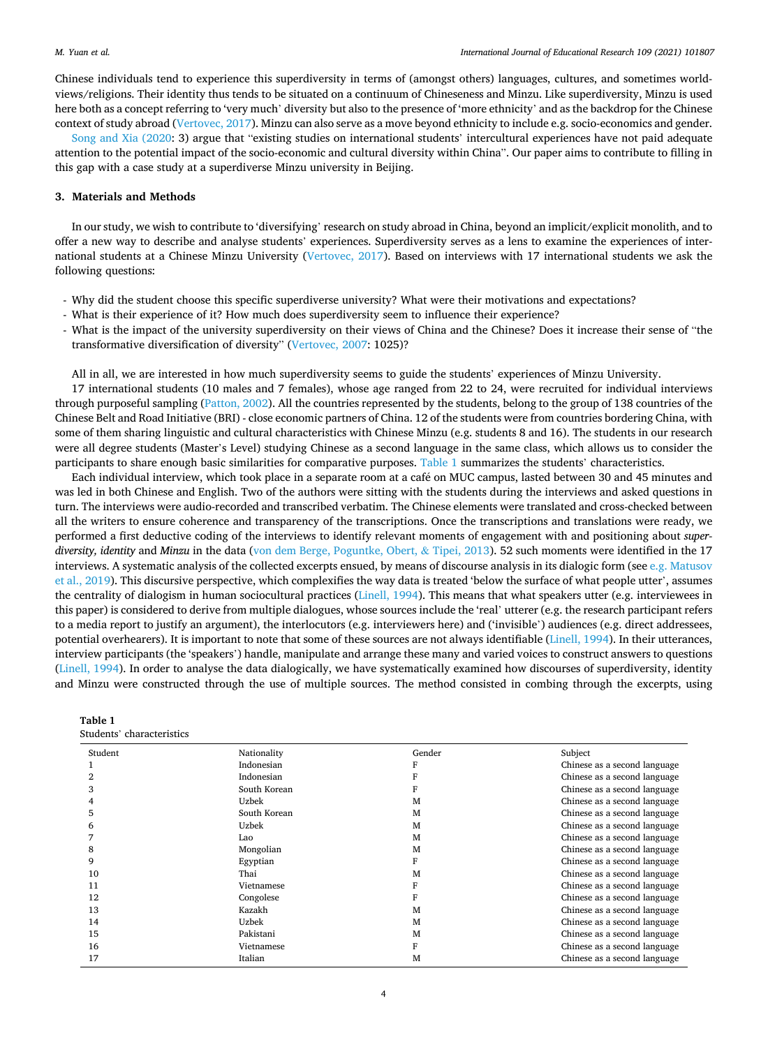Chinese individuals tend to experience this superdiversity in terms of (amongst others) languages, cultures, and sometimes world-views/religions. Their identity thus tends to be situated on a continuum of Chineseness and Minzu. Like superdiversity, Minzu is used here both as a concept referring to 'very much' diversity but also to the presence of 'more ethnicity' and as the backdrop for the Chinese context of study abroad (Vertovec, 2017). Minzu can also serve as a move beyond ethnicity to include e.g. socio-economics and gender.

Song and Xia (2020: 3) argue that "existing studies on international students' intercultural experiences have not paid adequate attention to the potential impact of the socio-economic and cultural diversity within China". Our paper aims to contribute to filling in this gap with a case study at a superdiverse Minzu university in Beijing.

## 3. Materials and Methods

In our study, we wish to contribute to 'diversifying' research on study abroad in China, beyond an implicit/explicit monolith, and to offer a new way to describe and analyse students' experiences. Superdiversity serves as a lens to examine the experiences of international students at a Chinese Minzu University (Vertovec, 2017). Based on interviews with 17 international students we ask the following questions:

- Why did the student choose this specific superdiverse university? What were their motivations and expectations?
- What is their experience of it? How much does superdiversity seem to influence their experience?
- What is the impact of the university superdiversity on their views of China and the Chinese? Does it increase their sense of "the transformative diversification of diversity" (Vertovec, 2007: 1025)?

All in all, we are interested in how much superdiversity seems to guide the students' experiences of Minzu University.

17 international students (10 males and 7 females), whose age ranged from 22 to 24, were recruited for individual interviews through purposeful sampling (Patton, 2002). All the countries represented by the students, belong to the group of 138 countries of the Chinese Belt and Road Initiative (BRI) - close economic partners of China. 12 of the students were from countries bordering China, with some of them sharing linguistic and cultural characteristics with Chinese Minzu (e.g. students 8 and 16). The students in our research were all degree students (Master's Level) studying Chinese as a second language in the same class, which allows us to consider the participants to share enough basic similarities for comparative purposes. Table 1 summarizes the students' characteristics.

Each individual interview, which took place in a separate room at a café on MUC campus, lasted between 30 and 45 minutes and was led in both Chinese and English. Two of the authors were sitting with the students during the interviews and asked questions in turn. The interviews were audio-recorded and transcribed verbatim. The Chinese elements were translated and cross-checked between all the writers to ensure coherence and transparency of the transcriptions. Once the transcriptions and translations were ready, we performed a first deductive coding of the interviews to identify relevant moments of engagement with and positioning about *superdiversity, identity* and *Minzu* in the data (von dem Berge, Poguntke, Obert, & Tipei, 2013). 52 such moments were identified in the 17 interviews. A systematic analysis of the collected excerpts ensued, by means of discourse analysis in its dialogic form (see e.g. Matusov et al., 2019). This discursive perspective, which complexifies the way data is treated 'below the surface of what people utter', assumes the centrality of dialogism in human sociocultural practices (Linell, 1994). This means that what speakers utter (e.g. interviewees in this paper) is considered to derive from multiple dialogues, whose sources include the 'real' utterer (e.g. the research participant refers to a media report to justify an argument), the interlocutors (e.g. interviewers here) and ('invisible') audiences (e.g. direct addressees, potential overhearers). It is important to note that some of these sources are not always identifiable (Linell, 1994). In their utterances, interview participants (the 'speakers') handle, manipulate and arrange these many and varied voices to construct answers to questions (Linell, 1994). In order to analyse the data dialogically, we have systematically examined how discourses of superdiversity, identity and Minzu were constructed through the use of multiple sources. The method consisted in combing through the excerpts, using

**Table 1**
Students' characteristics

| Student | Nationality | Gender | Subject |
|---|---|---|---|
| 1 | Indonesian | F | Chinese as a second language |
| 2 | Indonesian | F | Chinese as a second language |
| 3 | South Korean | F | Chinese as a second language |
| 4 | Uzbek | M | Chinese as a second language |
| 5 | South Korean | M | Chinese as a second language |
| 6 | Uzbek | M | Chinese as a second language |
| 7 | Lao | M | Chinese as a second language |
| 8 | Mongolian | M | Chinese as a second language |
| 9 | Egyptian | F | Chinese as a second language |
| 10 | Thai | M | Chinese as a second language |
| 11 | Vietnamese | F | Chinese as a second language |
| 12 | Congolese | F | Chinese as a second language |
| 13 | Kazakh | M | Chinese as a second language |
| 14 | Uzbek | M | Chinese as a second language |
| 15 | Pakistani | M | Chinese as a second language |
| 16 | Vietnamese | F | Chinese as a second language |
| 17 | Italian | M | Chinese as a second language |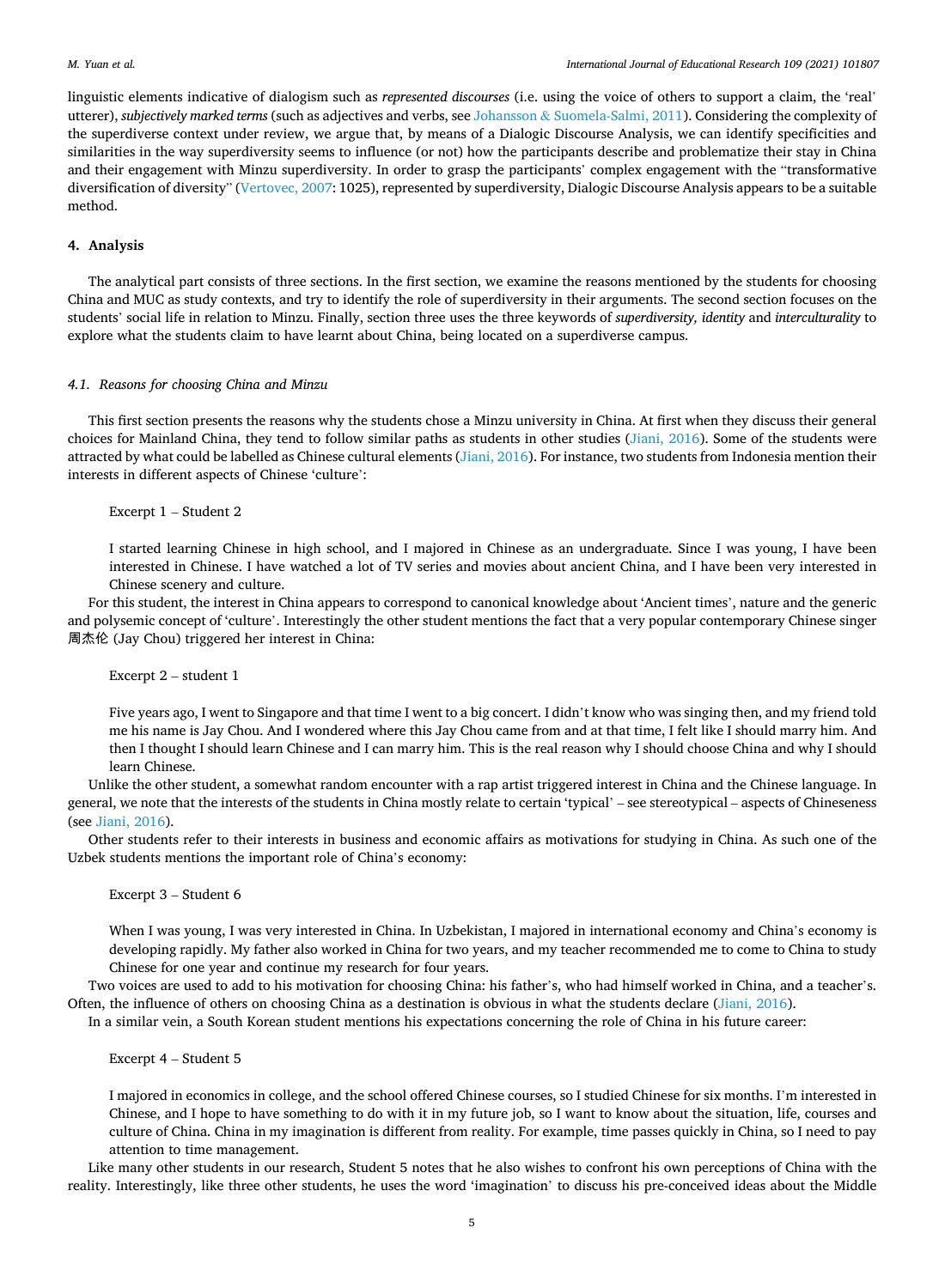linguistic elements indicative of dialogism such as *represented discourses* (i.e. using the voice of others to support a claim, the 'real' utterer), *subjectively marked terms* (such as adjectives and verbs, see Johansson & Suomela-Salmi, 2011). Considering the complexity of the superdiverse context under review, we argue that, by means of a Dialogic Discourse Analysis, we can identify specificities and similarities in the way superdiversity seems to influence (or not) how the participants describe and problematize their stay in China and their engagement with Minzu superdiversity. In order to grasp the participants' complex engagement with the "transformative diversification of diversity" (Vertovec, 2007: 1025), represented by superdiversity, Dialogic Discourse Analysis appears to be a suitable method.

## 4. Analysis

The analytical part consists of three sections. In the first section, we examine the reasons mentioned by the students for choosing China and MUC as study contexts, and try to identify the role of superdiversity in their arguments. The second section focuses on the students' social life in relation to Minzu. Finally, section three uses the three keywords of *superdiversity, identity* and *interculturality* to explore what the students claim to have learnt about China, being located on a superdiverse campus.

### 4.1. Reasons for choosing China and Minzu

This first section presents the reasons why the students chose a Minzu university in China. At first when they discuss their general choices for Mainland China, they tend to follow similar paths as students in other studies (Jiani, 2016). Some of the students were attracted by what could be labelled as Chinese cultural elements (Jiani, 2016). For instance, two students from Indonesia mention their interests in different aspects of Chinese 'culture':

> Excerpt 1 – Student 2
>
> I started learning Chinese in high school, and I majored in Chinese as an undergraduate. Since I was young, I have been interested in Chinese. I have watched a lot of TV series and movies about ancient China, and I have been very interested in Chinese scenery and culture.

For this student, the interest in China appears to correspond to canonical knowledge about 'Ancient times', nature and the generic and polysemic concept of 'culture'. Interestingly the other student mentions the fact that a very popular contemporary Chinese singer 周杰伦 (Jay Chou) triggered her interest in China:

> Excerpt 2 – student 1
>
> Five years ago, I went to Singapore and that time I went to a big concert. I didn't know who was singing then, and my friend told me his name is Jay Chou. And I wondered where this Jay Chou came from and at that time, I felt like I should marry him. And then I thought I should learn Chinese and I can marry him. This is the real reason why I should choose China and why I should learn Chinese.

Unlike the other student, a somewhat random encounter with a rap artist triggered interest in China and the Chinese language. In general, we note that the interests of the students in China mostly relate to certain 'typical' – see stereotypical – aspects of Chineseness (see Jiani, 2016).

Other students refer to their interests in business and economic affairs as motivations for studying in China. As such one of the Uzbek students mentions the important role of China's economy:

> Excerpt 3 – Student 6
>
> When I was young, I was very interested in China. In Uzbekistan, I majored in international economy and China's economy is developing rapidly. My father also worked in China for two years, and my teacher recommended me to come to China to study Chinese for one year and continue my research for four years.

Two voices are used to add to his motivation for choosing China: his father's, who had himself worked in China, and a teacher's. Often, the influence of others on choosing China as a destination is obvious in what the students declare (Jiani, 2016).

In a similar vein, a South Korean student mentions his expectations concerning the role of China in his future career:

> Excerpt 4 – Student 5
>
> I majored in economics in college, and the school offered Chinese courses, so I studied Chinese for six months. I'm interested in Chinese, and I hope to have something to do with it in my future job, so I want to know about the situation, life, courses and culture of China. China in my imagination is different from reality. For example, time passes quickly in China, so I need to pay attention to time management.

Like many other students in our research, Student 5 notes that he also wishes to confront his own perceptions of China with the reality. Interestingly, like three other students, he uses the word 'imagination' to discuss his pre-conceived ideas about the Middle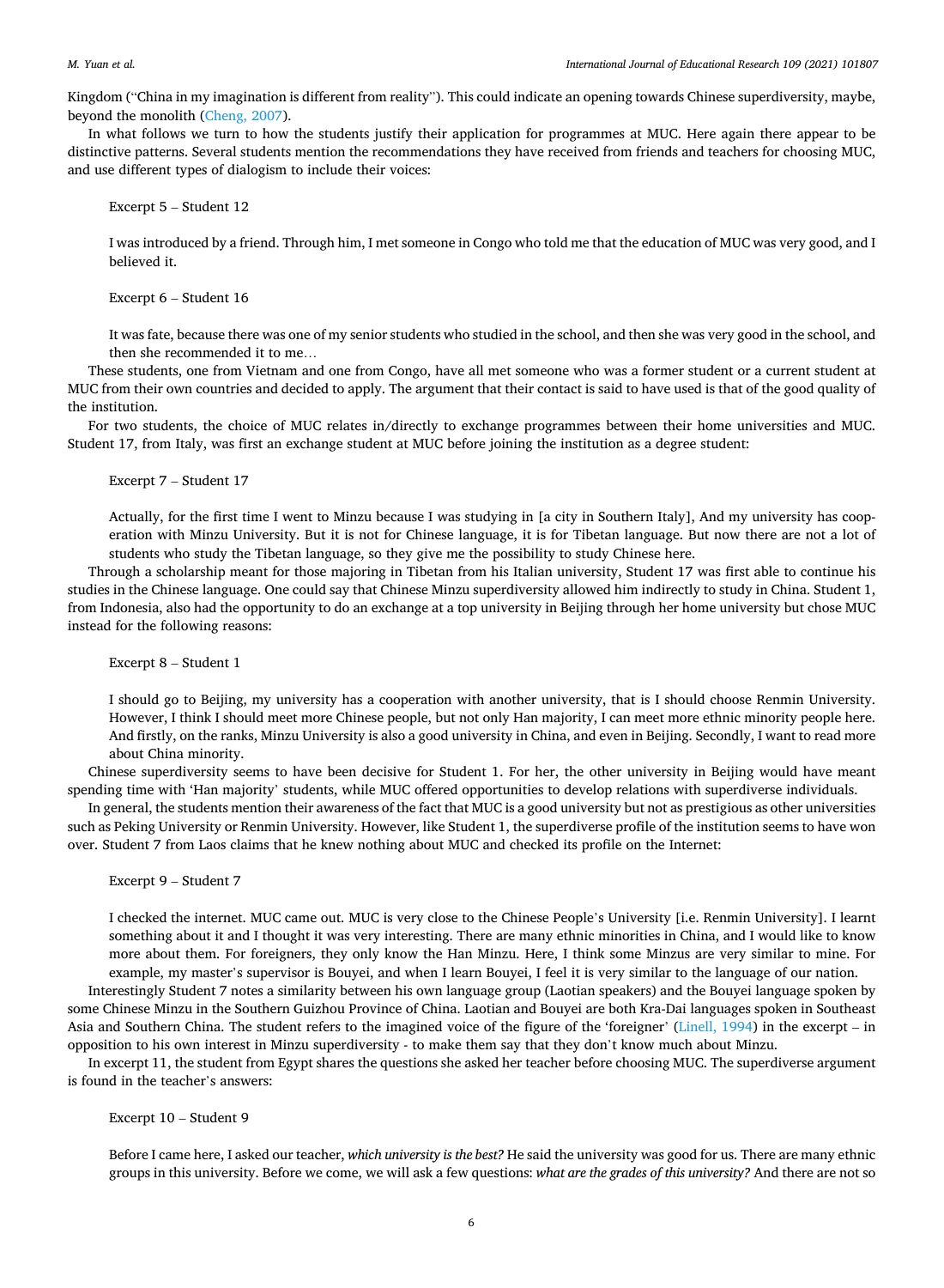Kingdom ("China in my imagination is different from reality"). This could indicate an opening towards Chinese superdiversity, maybe, beyond the monolith (Cheng, 2007).

In what follows we turn to how the students justify their application for programmes at MUC. Here again there appear to be distinctive patterns. Several students mention the recommendations they have received from friends and teachers for choosing MUC, and use different types of dialogism to include their voices:

> Excerpt 5 – Student 12
>
> I was introduced by a friend. Through him, I met someone in Congo who told me that the education of MUC was very good, and I believed it.

> Excerpt 6 – Student 16
>
> It was fate, because there was one of my senior students who studied in the school, and then she was very good in the school, and then she recommended it to me…

These students, one from Vietnam and one from Congo, have all met someone who was a former student or a current student at MUC from their own countries and decided to apply. The argument that their contact is said to have used is that of the good quality of the institution.

For two students, the choice of MUC relates in/directly to exchange programmes between their home universities and MUC. Student 17, from Italy, was first an exchange student at MUC before joining the institution as a degree student:

> Excerpt 7 – Student 17
>
> Actually, for the first time I went to Minzu because I was studying in [a city in Southern Italy], And my university has cooperation with Minzu University. But it is not for Chinese language, it is for Tibetan language. But now there are not a lot of students who study the Tibetan language, so they give me the possibility to study Chinese here.

Through a scholarship meant for those majoring in Tibetan from his Italian university, Student 17 was first able to continue his studies in the Chinese language. One could say that Chinese Minzu superdiversity allowed him indirectly to study in China. Student 1, from Indonesia, also had the opportunity to do an exchange at a top university in Beijing through her home university but chose MUC instead for the following reasons:

> Excerpt 8 – Student 1
>
> I should go to Beijing, my university has a cooperation with another university, that is I should choose Renmin University. However, I think I should meet more Chinese people, but not only Han majority, I can meet more ethnic minority people here. And firstly, on the ranks, Minzu University is also a good university in China, and even in Beijing. Secondly, I want to read more about China minority.

Chinese superdiversity seems to have been decisive for Student 1. For her, the other university in Beijing would have meant spending time with 'Han majority' students, while MUC offered opportunities to develop relations with superdiverse individuals.

In general, the students mention their awareness of the fact that MUC is a good university but not as prestigious as other universities such as Peking University or Renmin University. However, like Student 1, the superdiverse profile of the institution seems to have won over. Student 7 from Laos claims that he knew nothing about MUC and checked its profile on the Internet:

> Excerpt 9 – Student 7
>
> I checked the internet. MUC came out. MUC is very close to the Chinese People's University [i.e. Renmin University]. I learnt something about it and I thought it was very interesting. There are many ethnic minorities in China, and I would like to know more about them. For foreigners, they only know the Han Minzu. Here, I think some Minzus are very similar to mine. For example, my master's supervisor is Bouyei, and when I learn Bouyei, I feel it is very similar to the language of our nation.

Interestingly Student 7 notes a similarity between his own language group (Laotian speakers) and the Bouyei language spoken by some Chinese Minzu in the Southern Guizhou Province of China. Laotian and Bouyei are both Kra-Dai languages spoken in Southeast Asia and Southern China. The student refers to the imagined voice of the figure of the 'foreigner' (Linell, 1994) in the excerpt – in opposition to his own interest in Minzu superdiversity - to make them say that they don't know much about Minzu.

In excerpt 11, the student from Egypt shares the questions she asked her teacher before choosing MUC. The superdiverse argument is found in the teacher's answers:

> Excerpt 10 – Student 9
>
> Before I came here, I asked our teacher, *which university is the best?* He said the university was good for us. There are many ethnic groups in this university. Before we come, we will ask a few questions: *what are the grades of this university?* And there are not so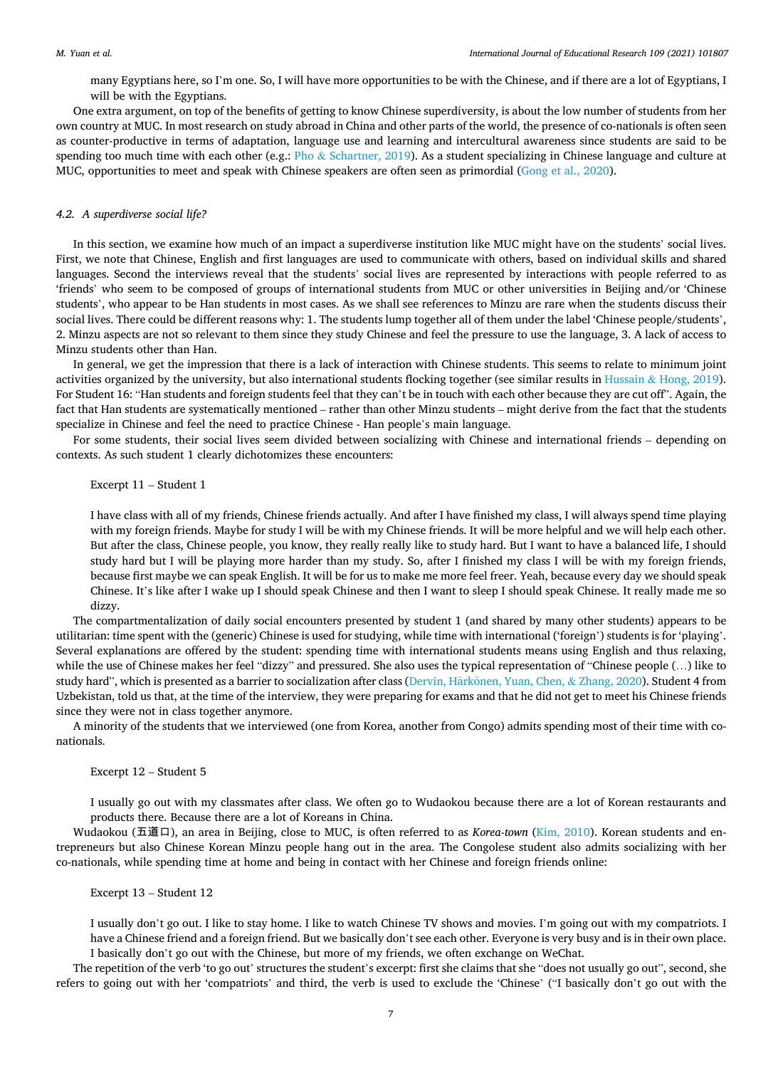many Egyptians here, so I'm one. So, I will have more opportunities to be with the Chinese, and if there are a lot of Egyptians, I will be with the Egyptians.

One extra argument, on top of the benefits of getting to know Chinese superdiversity, is about the low number of students from her own country at MUC. In most research on study abroad in China and other parts of the world, the presence of co-nationals is often seen as counter-productive in terms of adaptation, language use and learning and intercultural awareness since students are said to be spending too much time with each other (e.g.: Pho & Schartner, 2019). As a student specializing in Chinese language and culture at MUC, opportunities to meet and speak with Chinese speakers are often seen as primordial (Gong et al., 2020).

### 4.2. A superdiverse social life?

In this section, we examine how much of an impact a superdiverse institution like MUC might have on the students' social lives. First, we note that Chinese, English and first languages are used to communicate with others, based on individual skills and shared languages. Second the interviews reveal that the students' social lives are represented by interactions with people referred to as 'friends' who seem to be composed of groups of international students from MUC or other universities in Beijing and/or 'Chinese students', who appear to be Han students in most cases. As we shall see references to Minzu are rare when the students discuss their social lives. There could be different reasons why: 1. The students lump together all of them under the label 'Chinese people/students', 2. Minzu aspects are not so relevant to them since they study Chinese and feel the pressure to use the language, 3. A lack of access to Minzu students other than Han.

In general, we get the impression that there is a lack of interaction with Chinese students. This seems to relate to minimum joint activities organized by the university, but also international students flocking together (see similar results in Hussain & Hong, 2019). For Student 16: "Han students and foreign students feel that they can't be in touch with each other because they are cut off". Again, the fact that Han students are systematically mentioned – rather than other Minzu students – might derive from the fact that the students specialize in Chinese and feel the need to practice Chinese - Han people's main language.

For some students, their social lives seem divided between socializing with Chinese and international friends – depending on contexts. As such student 1 clearly dichotomizes these encounters:

Excerpt 11 – Student 1

> I have class with all of my friends, Chinese friends actually. And after I have finished my class, I will always spend time playing with my foreign friends. Maybe for study I will be with my Chinese friends. It will be more helpful and we will help each other. But after the class, Chinese people, you know, they really really like to study hard. But I want to have a balanced life, I should study hard but I will be playing more harder than my study. So, after I finished my class I will be with my foreign friends, because first maybe we can speak English. It will be for us to make me more feel freer. Yeah, because every day we should speak Chinese. It's like after I wake up I should speak Chinese and then I want to sleep I should speak Chinese. It really made me so dizzy.

The compartmentalization of daily social encounters presented by student 1 (and shared by many other students) appears to be utilitarian: time spent with the (generic) Chinese is used for studying, while time with international ('foreign') students is for 'playing'. Several explanations are offered by the student: spending time with international students means using English and thus relaxing, while the use of Chinese makes her feel "dizzy" and pressured. She also uses the typical representation of "Chinese people (…) like to study hard", which is presented as a barrier to socialization after class (Dervin, Härkönen, Yuan, Chen, & Zhang, 2020). Student 4 from Uzbekistan, told us that, at the time of the interview, they were preparing for exams and that he did not get to meet his Chinese friends since they were not in class together anymore.

A minority of the students that we interviewed (one from Korea, another from Congo) admits spending most of their time with co-nationals.

Excerpt 12 – Student 5

> I usually go out with my classmates after class. We often go to Wudaokou because there are a lot of Korean restaurants and products there. Because there are a lot of Koreans in China.

Wudaokou (五道口), an area in Beijing, close to MUC, is often referred to as *Korea-town* (Kim, 2010). Korean students and entrepreneurs but also Chinese Korean Minzu people hang out in the area. The Congolese student also admits socializing with her co-nationals, while spending time at home and being in contact with her Chinese and foreign friends online:

Excerpt 13 – Student 12

> I usually don't go out. I like to stay home. I like to watch Chinese TV shows and movies. I'm going out with my compatriots. I have a Chinese friend and a foreign friend. But we basically don't see each other. Everyone is very busy and is in their own place. I basically don't go out with the Chinese, but more of my friends, we often exchange on WeChat.

The repetition of the verb 'to go out' structures the student's excerpt: first she claims that she "does not usually go out", second, she refers to going out with her 'compatriots' and third, the verb is used to exclude the 'Chinese' ("I basically don't go out with the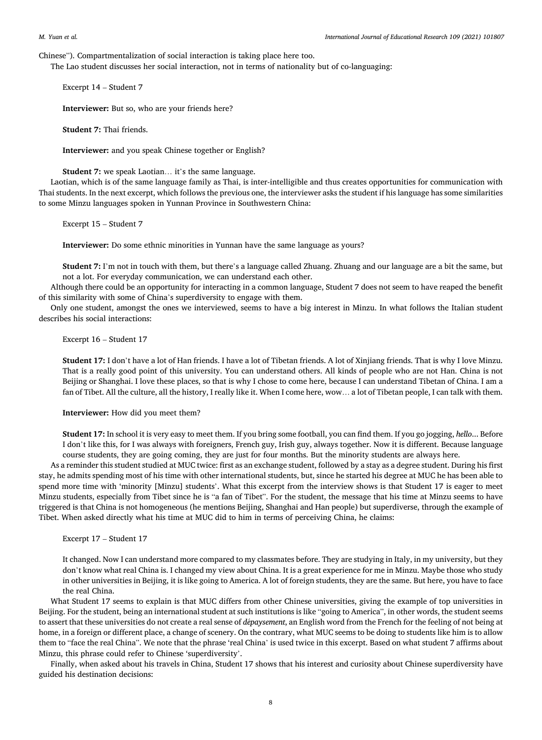Chinese"). Compartmentalization of social interaction is taking place here too.

The Lao student discusses her social interaction, not in terms of nationality but of co-languaging:

Excerpt 14 – Student 7

**Interviewer:** But so, who are your friends here?

**Student 7:** Thai friends.

**Interviewer:** and you speak Chinese together or English?

**Student 7:** we speak Laotian… it's the same language.

Laotian, which is of the same language family as Thai, is inter-intelligible and thus creates opportunities for communication with Thai students. In the next excerpt, which follows the previous one, the interviewer asks the student if his language has some similarities to some Minzu languages spoken in Yunnan Province in Southwestern China:

Excerpt 15 – Student 7

**Interviewer:** Do some ethnic minorities in Yunnan have the same language as yours?

**Student 7:** I'm not in touch with them, but there's a language called Zhuang. Zhuang and our language are a bit the same, but not a lot. For everyday communication, we can understand each other.

Although there could be an opportunity for interacting in a common language, Student 7 does not seem to have reaped the benefit of this similarity with some of China's superdiversity to engage with them.

Only one student, amongst the ones we interviewed, seems to have a big interest in Minzu. In what follows the Italian student describes his social interactions:

Excerpt 16 – Student 17

**Student 17:** I don't have a lot of Han friends. I have a lot of Tibetan friends. A lot of Xinjiang friends. That is why I love Minzu. That is a really good point of this university. You can understand others. All kinds of people who are not Han. China is not Beijing or Shanghai. I love these places, so that is why I chose to come here, because I can understand Tibetan of China. I am a fan of Tibet. All the culture, all the history, I really like it. When I come here, wow… a lot of Tibetan people, I can talk with them.

**Interviewer:** How did you meet them?

**Student 17:** In school it is very easy to meet them. If you bring some football, you can find them. If you go jogging, *hello*... Before I don't like this, for I was always with foreigners, French guy, Irish guy, always together. Now it is different. Because language course students, they are going coming, they are just for four months. But the minority students are always here.

As a reminder this student studied at MUC twice: first as an exchange student, followed by a stay as a degree student. During his first stay, he admits spending most of his time with other international students, but, since he started his degree at MUC he has been able to spend more time with 'minority [Minzu] students'. What this excerpt from the interview shows is that Student 17 is eager to meet Minzu students, especially from Tibet since he is "a fan of Tibet". For the student, the message that his time at Minzu seems to have triggered is that China is not homogeneous (he mentions Beijing, Shanghai and Han people) but superdiverse, through the example of Tibet. When asked directly what his time at MUC did to him in terms of perceiving China, he claims:

Excerpt 17 – Student 17

It changed. Now I can understand more compared to my classmates before. They are studying in Italy, in my university, but they don't know what real China is. I changed my view about China. It is a great experience for me in Minzu. Maybe those who study in other universities in Beijing, it is like going to America. A lot of foreign students, they are the same. But here, you have to face the real China.

What Student 17 seems to explain is that MUC differs from other Chinese universities, giving the example of top universities in Beijing. For the student, being an international student at such institutions is like "going to America", in other words, the student seems to assert that these universities do not create a real sense of *dépaysement*, an English word from the French for the feeling of not being at home, in a foreign or different place, a change of scenery. On the contrary, what MUC seems to be doing to students like him is to allow them to "face the real China". We note that the phrase 'real China' is used twice in this excerpt. Based on what student 7 affirms about Minzu, this phrase could refer to Chinese 'superdiversity'.

Finally, when asked about his travels in China, Student 17 shows that his interest and curiosity about Chinese superdiversity have guided his destination decisions: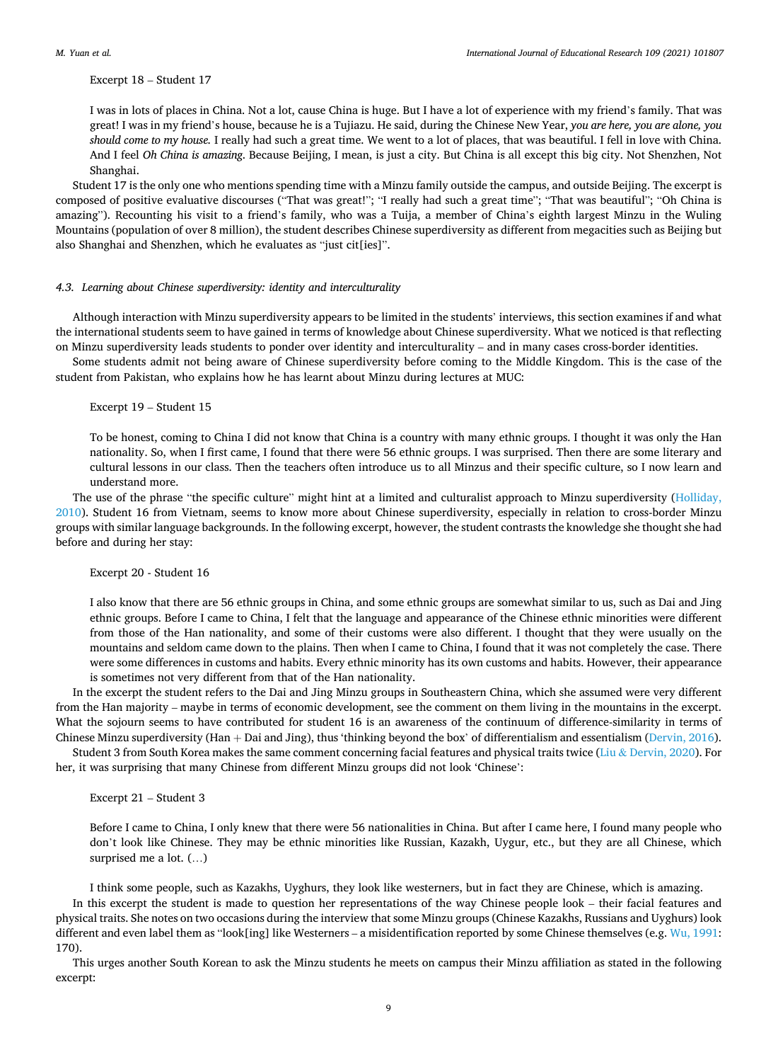Excerpt 18 – Student 17

> I was in lots of places in China. Not a lot, cause China is huge. But I have a lot of experience with my friend's family. That was great! I was in my friend's house, because he is a Tujiazu. He said, during the Chinese New Year, *you are here, you are alone, you should come to my house.* I really had such a great time. We went to a lot of places, that was beautiful. I fell in love with China. And I feel *Oh China is amazing*. Because Beijing, I mean, is just a city. But China is all except this big city. Not Shenzhen, Not Shanghai.

Student 17 is the only one who mentions spending time with a Minzu family outside the campus, and outside Beijing. The excerpt is composed of positive evaluative discourses ("That was great!"; "I really had such a great time"; "That was beautiful"; "Oh China is amazing"). Recounting his visit to a friend's family, who was a Tuija, a member of China's eighth largest Minzu in the Wuling Mountains (population of over 8 million), the student describes Chinese superdiversity as different from megacities such as Beijing but also Shanghai and Shenzhen, which he evaluates as "just cit[ies]".

### 4.3. Learning about Chinese superdiversity: identity and interculturality

Although interaction with Minzu superdiversity appears to be limited in the students' interviews, this section examines if and what the international students seem to have gained in terms of knowledge about Chinese superdiversity. What we noticed is that reflecting on Minzu superdiversity leads students to ponder over identity and interculturality – and in many cases cross-border identities.

Some students admit not being aware of Chinese superdiversity before coming to the Middle Kingdom. This is the case of the student from Pakistan, who explains how he has learnt about Minzu during lectures at MUC:

Excerpt 19 – Student 15

> To be honest, coming to China I did not know that China is a country with many ethnic groups. I thought it was only the Han nationality. So, when I first came, I found that there were 56 ethnic groups. I was surprised. Then there are some literary and cultural lessons in our class. Then the teachers often introduce us to all Minzus and their specific culture, so I now learn and understand more.

The use of the phrase "the specific culture" might hint at a limited and culturalist approach to Minzu superdiversity (Holliday, 2010). Student 16 from Vietnam, seems to know more about Chinese superdiversity, especially in relation to cross-border Minzu groups with similar language backgrounds. In the following excerpt, however, the student contrasts the knowledge she thought she had before and during her stay:

Excerpt 20 - Student 16

> I also know that there are 56 ethnic groups in China, and some ethnic groups are somewhat similar to us, such as Dai and Jing ethnic groups. Before I came to China, I felt that the language and appearance of the Chinese ethnic minorities were different from those of the Han nationality, and some of their customs were also different. I thought that they were usually on the mountains and seldom came down to the plains. Then when I came to China, I found that it was not completely the case. There were some differences in customs and habits. Every ethnic minority has its own customs and habits. However, their appearance is sometimes not very different from that of the Han nationality.

In the excerpt the student refers to the Dai and Jing Minzu groups in Southeastern China, which she assumed were very different from the Han majority – maybe in terms of economic development, see the comment on them living in the mountains in the excerpt. What the sojourn seems to have contributed for student 16 is an awareness of the continuum of difference-similarity in terms of Chinese Minzu superdiversity (Han + Dai and Jing), thus 'thinking beyond the box' of differentialism and essentialism (Dervin, 2016).

Student 3 from South Korea makes the same comment concerning facial features and physical traits twice (Liu & Dervin, 2020). For her, it was surprising that many Chinese from different Minzu groups did not look 'Chinese':

Excerpt 21 – Student 3

> Before I came to China, I only knew that there were 56 nationalities in China. But after I came here, I found many people who don't look like Chinese. They may be ethnic minorities like Russian, Kazakh, Uygur, etc., but they are all Chinese, which surprised me a lot. (…)
>
> I think some people, such as Kazakhs, Uyghurs, they look like westerners, but in fact they are Chinese, which is amazing.

In this excerpt the student is made to question her representations of the way Chinese people look – their facial features and physical traits. She notes on two occasions during the interview that some Minzu groups (Chinese Kazakhs, Russians and Uyghurs) look different and even label them as "look[ing] like Westerners – a misidentification reported by some Chinese themselves (e.g. Wu, 1991: 170).

This urges another South Korean to ask the Minzu students he meets on campus their Minzu affiliation as stated in the following excerpt: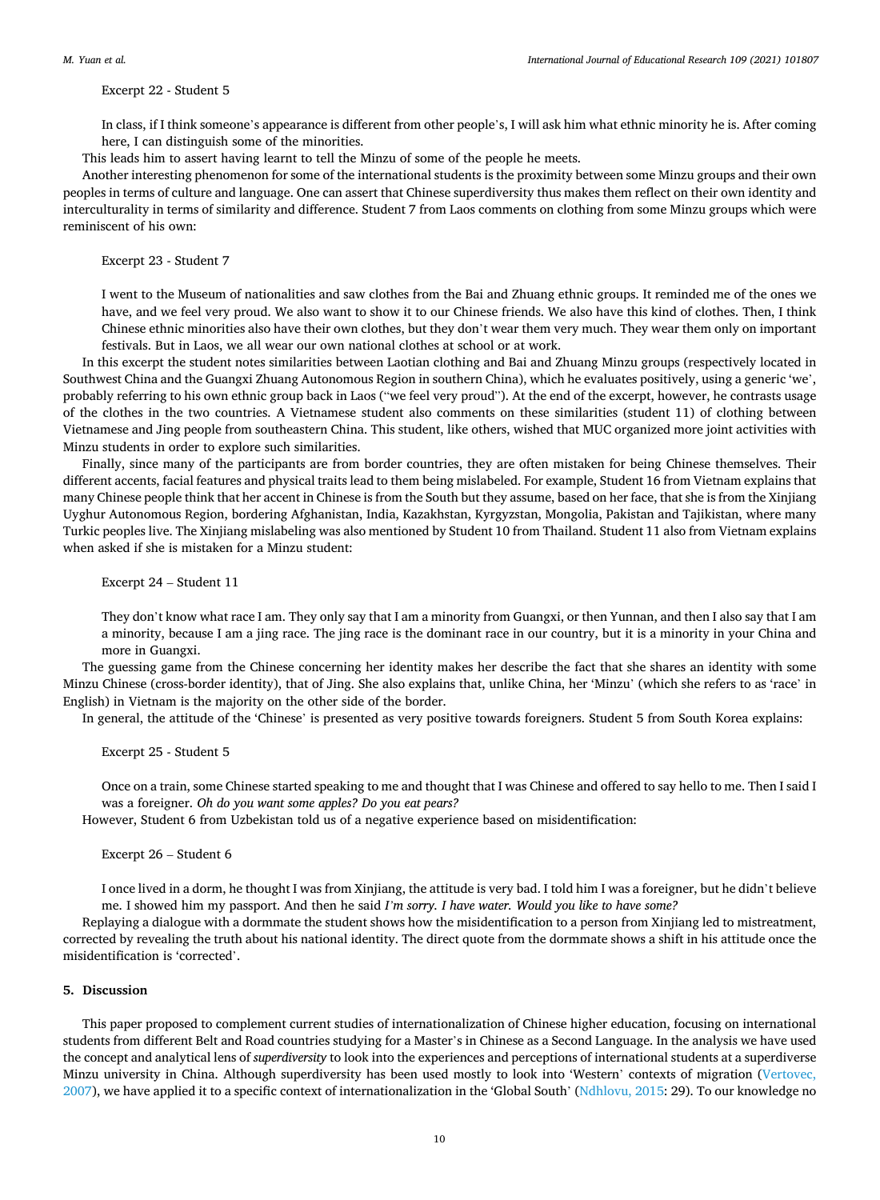Excerpt 22 - Student 5

> In class, if I think someone's appearance is different from other people's, I will ask him what ethnic minority he is. After coming here, I can distinguish some of the minorities.

This leads him to assert having learnt to tell the Minzu of some of the people he meets.

Another interesting phenomenon for some of the international students is the proximity between some Minzu groups and their own peoples in terms of culture and language. One can assert that Chinese superdiversity thus makes them reflect on their own identity and interculturality in terms of similarity and difference. Student 7 from Laos comments on clothing from some Minzu groups which were reminiscent of his own:

Excerpt 23 - Student 7

> I went to the Museum of nationalities and saw clothes from the Bai and Zhuang ethnic groups. It reminded me of the ones we have, and we feel very proud. We also want to show it to our Chinese friends. We also have this kind of clothes. Then, I think Chinese ethnic minorities also have their own clothes, but they don't wear them very much. They wear them only on important festivals. But in Laos, we all wear our own national clothes at school or at work.

In this excerpt the student notes similarities between Laotian clothing and Bai and Zhuang Minzu groups (respectively located in Southwest China and the Guangxi Zhuang Autonomous Region in southern China), which he evaluates positively, using a generic 'we', probably referring to his own ethnic group back in Laos ("we feel very proud"). At the end of the excerpt, however, he contrasts usage of the clothes in the two countries. A Vietnamese student also comments on these similarities (student 11) of clothing between Vietnamese and Jing people from southeastern China. This student, like others, wished that MUC organized more joint activities with Minzu students in order to explore such similarities.

Finally, since many of the participants are from border countries, they are often mistaken for being Chinese themselves. Their different accents, facial features and physical traits lead to them being mislabeled. For example, Student 16 from Vietnam explains that many Chinese people think that her accent in Chinese is from the South but they assume, based on her face, that she is from the Xinjiang Uyghur Autonomous Region, bordering Afghanistan, India, Kazakhstan, Kyrgyzstan, Mongolia, Pakistan and Tajikistan, where many Turkic peoples live. The Xinjiang mislabeling was also mentioned by Student 10 from Thailand. Student 11 also from Vietnam explains when asked if she is mistaken for a Minzu student:

Excerpt 24 – Student 11

> They don't know what race I am. They only say that I am a minority from Guangxi, or then Yunnan, and then I also say that I am a minority, because I am a jing race. The jing race is the dominant race in our country, but it is a minority in your China and more in Guangxi.

The guessing game from the Chinese concerning her identity makes her describe the fact that she shares an identity with some Minzu Chinese (cross-border identity), that of Jing. She also explains that, unlike China, her 'Minzu' (which she refers to as 'race' in English) in Vietnam is the majority on the other side of the border.

In general, the attitude of the 'Chinese' is presented as very positive towards foreigners. Student 5 from South Korea explains:

Excerpt 25 - Student 5

> Once on a train, some Chinese started speaking to me and thought that I was Chinese and offered to say hello to me. Then I said I was a foreigner. *Oh do you want some apples? Do you eat pears?*

However, Student 6 from Uzbekistan told us of a negative experience based on misidentification:

Excerpt 26 – Student 6

> I once lived in a dorm, he thought I was from Xinjiang, the attitude is very bad. I told him I was a foreigner, but he didn't believe me. I showed him my passport. And then he said *I'm sorry. I have water. Would you like to have some?*

Replaying a dialogue with a dormmate the student shows how the misidentification to a person from Xinjiang led to mistreatment, corrected by revealing the truth about his national identity. The direct quote from the dormmate shows a shift in his attitude once the misidentification is 'corrected'.

## 5. Discussion

This paper proposed to complement current studies of internationalization of Chinese higher education, focusing on international students from different Belt and Road countries studying for a Master's in Chinese as a Second Language. In the analysis we have used the concept and analytical lens of *superdiversity* to look into the experiences and perceptions of international students at a superdiverse Minzu university in China. Although superdiversity has been used mostly to look into 'Western' contexts of migration (Vertovec, 2007), we have applied it to a specific context of internationalization in the 'Global South' (Ndhlovu, 2015: 29). To our knowledge no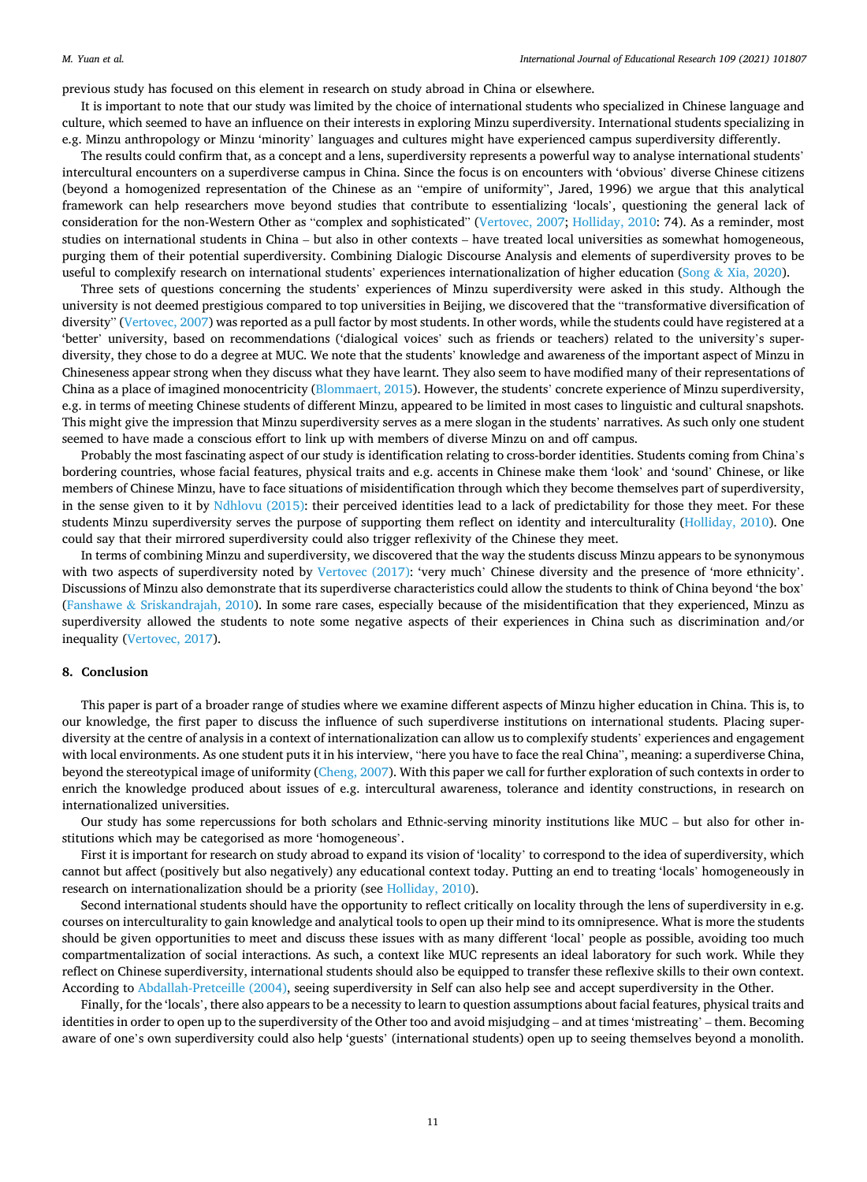previous study has focused on this element in research on study abroad in China or elsewhere.

It is important to note that our study was limited by the choice of international students who specialized in Chinese language and culture, which seemed to have an influence on their interests in exploring Minzu superdiversity. International students specializing in e.g. Minzu anthropology or Minzu 'minority' languages and cultures might have experienced campus superdiversity differently.

The results could confirm that, as a concept and a lens, superdiversity represents a powerful way to analyse international students' intercultural encounters on a superdiverse campus in China. Since the focus is on encounters with 'obvious' diverse Chinese citizens (beyond a homogenized representation of the Chinese as an "empire of uniformity", Jared, 1996) we argue that this analytical framework can help researchers move beyond studies that contribute to essentializing 'locals', questioning the general lack of consideration for the non-Western Other as "complex and sophisticated" (Vertovec, 2007; Holliday, 2010: 74). As a reminder, most studies on international students in China – but also in other contexts – have treated local universities as somewhat homogeneous, purging them of their potential superdiversity. Combining Dialogic Discourse Analysis and elements of superdiversity proves to be useful to complexify research on international students' experiences internationalization of higher education (Song & Xia, 2020).

Three sets of questions concerning the students' experiences of Minzu superdiversity were asked in this study. Although the university is not deemed prestigious compared to top universities in Beijing, we discovered that the "transformative diversification of diversity" (Vertovec, 2007) was reported as a pull factor by most students. In other words, while the students could have registered at a 'better' university, based on recommendations ('dialogical voices' such as friends or teachers) related to the university's superdiversity, they chose to do a degree at MUC. We note that the students' knowledge and awareness of the important aspect of Minzu in Chineseness appear strong when they discuss what they have learnt. They also seem to have modified many of their representations of China as a place of imagined monocentricity (Blommaert, 2015). However, the students' concrete experience of Minzu superdiversity, e.g. in terms of meeting Chinese students of different Minzu, appeared to be limited in most cases to linguistic and cultural snapshots. This might give the impression that Minzu superdiversity serves as a mere slogan in the students' narratives. As such only one student seemed to have made a conscious effort to link up with members of diverse Minzu on and off campus.

Probably the most fascinating aspect of our study is identification relating to cross-border identities. Students coming from China's bordering countries, whose facial features, physical traits and e.g. accents in Chinese make them 'look' and 'sound' Chinese, or like members of Chinese Minzu, have to face situations of misidentification through which they become themselves part of superdiversity, in the sense given to it by Ndhlovu (2015): their perceived identities lead to a lack of predictability for those they meet. For these students Minzu superdiversity serves the purpose of supporting them reflect on identity and interculturality (Holliday, 2010). One could say that their mirrored superdiversity could also trigger reflexivity of the Chinese they meet.

In terms of combining Minzu and superdiversity, we discovered that the way the students discuss Minzu appears to be synonymous with two aspects of superdiversity noted by Vertovec (2017): 'very much' Chinese diversity and the presence of 'more ethnicity'. Discussions of Minzu also demonstrate that its superdiverse characteristics could allow the students to think of China beyond 'the box' (Fanshawe & Sriskandrajah, 2010). In some rare cases, especially because of the misidentification that they experienced, Minzu as superdiversity allowed the students to note some negative aspects of their experiences in China such as discrimination and/or inequality (Vertovec, 2017).

## 8. Conclusion

This paper is part of a broader range of studies where we examine different aspects of Minzu higher education in China. This is, to our knowledge, the first paper to discuss the influence of such superdiverse institutions on international students. Placing superdiversity at the centre of analysis in a context of internationalization can allow us to complexify students' experiences and engagement with local environments. As one student puts it in his interview, "here you have to face the real China", meaning: a superdiverse China, beyond the stereotypical image of uniformity (Cheng, 2007). With this paper we call for further exploration of such contexts in order to enrich the knowledge produced about issues of e.g. intercultural awareness, tolerance and identity constructions, in research on internationalized universities.

Our study has some repercussions for both scholars and Ethnic-serving minority institutions like MUC – but also for other institutions which may be categorised as more 'homogeneous'.

First it is important for research on study abroad to expand its vision of 'locality' to correspond to the idea of superdiversity, which cannot but affect (positively but also negatively) any educational context today. Putting an end to treating 'locals' homogeneously in research on internationalization should be a priority (see Holliday, 2010).

Second international students should have the opportunity to reflect critically on locality through the lens of superdiversity in e.g. courses on interculturality to gain knowledge and analytical tools to open up their mind to its omnipresence. What is more the students should be given opportunities to meet and discuss these issues with as many different 'local' people as possible, avoiding too much compartmentalization of social interactions. As such, a context like MUC represents an ideal laboratory for such work. While they reflect on Chinese superdiversity, international students should also be equipped to transfer these reflexive skills to their own context. According to Abdallah-Pretceille (2004), seeing superdiversity in Self can also help see and accept superdiversity in the Other.

Finally, for the 'locals', there also appears to be a necessity to learn to question assumptions about facial features, physical traits and identities in order to open up to the superdiversity of the Other too and avoid misjudging – and at times 'mistreating' – them. Becoming aware of one's own superdiversity could also help 'guests' (international students) open up to seeing themselves beyond a monolith.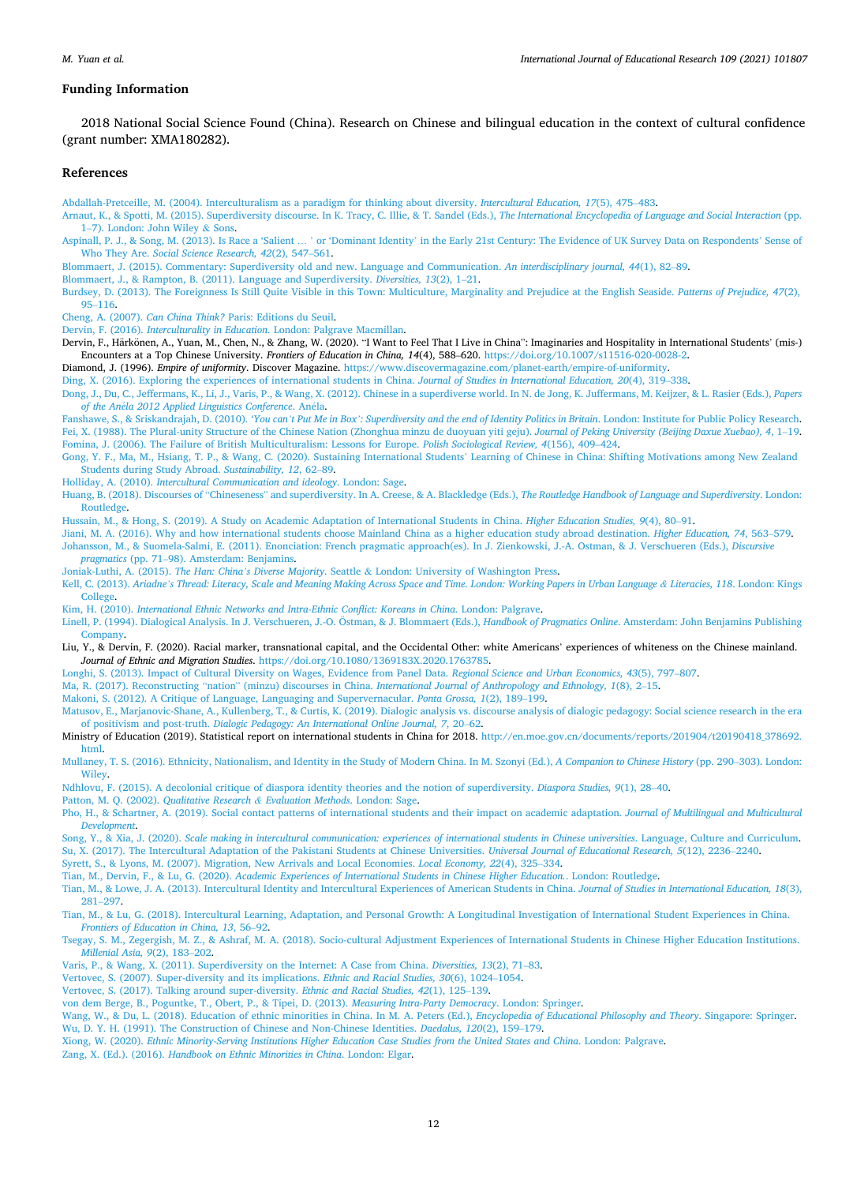## Funding Information

2018 National Social Science Found (China). Research on Chinese and bilingual education in the context of cultural confidence (grant number: XMA180282).

## References

Abdallah-Pretceille, M. (2004). Interculturalism as a paradigm for thinking about diversity. *Intercultural Education, 17*(5), 475–483.

Arnaut, K., & Spotti, M. (2015). Superdiversity discourse. In K. Tracy, C. Illie, & T. Sandel (Eds.), *The International Encyclopedia of Language and Social Interaction* (pp. 1–7). London: John Wiley & Sons.

Aspinall, P. J., & Song, M. (2013). Is Race a 'Salient … ' or 'Dominant Identity' in the Early 21st Century: The Evidence of UK Survey Data on Respondents' Sense of Who They Are. *Social Science Research, 42*(2), 547–561.

Blommaert, J. (2015). Commentary: Superdiversity old and new. Language and Communication. *An interdisciplinary journal, 44*(1), 82–89.

Blommaert, J., & Rampton, B. (2011). Language and Superdiversity. *Diversities, 13*(2), 1–21.

Burdsey, D. (2013). The Foreignness Is Still Quite Visible in this Town: Multiculture, Marginality and Prejudice at the English Seaside. *Patterns of Prejudice, 47*(2), 95–116.

Cheng, A. (2007). *Can China Think?* Paris: Editions du Seuil.

Dervin, F. (2016). *Interculturality in Education*. London: Palgrave Macmillan.

Dervin, F., Härkönen, A., Yuan, M., Chen, N., & Zhang, W. (2020). "I Want to Feel That I Live in China": Imaginaries and Hospitality in International Students' (mis-) Encounters at a Top Chinese University. *Frontiers of Education in China, 14*(4), 588–620. https://doi.org/10.1007/s11516-020-0028-2.

Diamond, J. (1996). *Empire of uniformity*. Discover Magazine. https://www.discovermagazine.com/planet-earth/empire-of-uniformity.

Ding, X. (2016). Exploring the experiences of international students in China. *Journal of Studies in International Education, 20*(4), 319–338.

Dong, J., Du, C., Jeffermans, K., Li, J., Varis, P., & Wang, X. (2012). Chinese in a superdiverse world. In N. de Jong, K. Juffermans, M. Keijzer, & L. Rasier (Eds.), *Papers of the Anéla 2012 Applied Linguistics Conference*. Anéla.

Fanshawe, S., & Sriskandrajah, D. (2010). *'You can't Put Me in Box': Superdiversity and the end of Identity Politics in Britain*. London: Institute for Public Policy Research.

Fei, X. (1988). The Plural-unity Structure of the Chinese Nation (Zhonghua minzu de duoyuan yiti geju). *Journal of Peking University (Beijing Daxue Xuebao), 4*, 1–19.

Fomina, J. (2006). The Failure of British Multiculturalism: Lessons for Europe. *Polish Sociological Review, 4*(156), 409–424.

Gong, Y. F., Ma, M., Hsiang, T. P., & Wang, C. (2020). Sustaining International Students' Learning of Chinese in China: Shifting Motivations among New Zealand Students during Study Abroad. *Sustainability, 12*, 62–89.

Holliday, A. (2010). *Intercultural Communication and ideology*. London: Sage.

Huang, B. (2018). Discourses of "Chineseness" and superdiversity. In A. Creese, & A. Blackledge (Eds.), *The Routledge Handbook of Language and Superdiversity*. London: Routledge.

Hussain, M., & Hong, S. (2019). A Study on Academic Adaptation of International Students in China. *Higher Education Studies, 9*(4), 80–91.

Jiani, M. A. (2016). Why and how international students choose Mainland China as a higher education study abroad destination. *Higher Education, 74*, 563–579.

Johansson, M., & Suomela-Salmi, E. (2011). Enonciation: French pragmatic approach(es). In J. Zienkowski, J.-A. Ostman, & J. Verschueren (Eds.), *Discursive pragmatics* (pp. 71–98). Amsterdam: Benjamins.

Joniak-Luthi, A. (2015). *The Han: China's Diverse Majority*. Seattle & London: University of Washington Press.

Kell, C. (2013). *Ariadne's Thread: Literacy, Scale and Meaning Making Across Space and Time. London: Working Papers in Urban Language & Literacies, 118*. London: Kings College.

Kim, H. (2010). *International Ethnic Networks and Intra-Ethnic Conflict: Koreans in China*. London: Palgrave.

Linell, P. (1994). Dialogical Analysis. In J. Verschueren, J.-O. Östman, & J. Blommaert (Eds.), *Handbook of Pragmatics Online*. Amsterdam: John Benjamins Publishing Company.

Liu, Y., & Dervin, F. (2020). Racial marker, transnational capital, and the Occidental Other: white Americans' experiences of whiteness on the Chinese mainland. *Journal of Ethnic and Migration Studies*. https://doi.org/10.1080/1369183X.2020.1763785.

Longhi, S. (2013). Impact of Cultural Diversity on Wages, Evidence from Panel Data. *Regional Science and Urban Economics, 43*(5), 797–807.

Ma, R. (2017). Reconstructing "nation" (minzu) discourses in China. *International Journal of Anthropology and Ethnology, 1*(8), 2–15.

Makoni, S. (2012). A Critique of Language, Languaging and Supervernacular. *Ponta Grossa, 1*(2), 189–199.

Matusov, E., Marjanovic-Shane, A., Kullenberg, T., & Curtis, K. (2019). Dialogic analysis vs. discourse analysis of dialogic pedagogy: Social science research in the era of positivism and post-truth. *Dialogic Pedagogy: An International Online Journal, 7*, 20–62.

Ministry of Education (2019). Statistical report on international students in China for 2018. http://en.moe.gov.cn/documents/reports/201904/t20190418_378692.html.

Mullaney, T. S. (2016). Ethnicity, Nationalism, and Identity in the Study of Modern China. In M. Szonyi (Ed.), *A Companion to Chinese History* (pp. 290–303). London: Wiley.

Ndhlovu, F. (2015). A decolonial critique of diaspora identity theories and the notion of superdiversity. *Diaspora Studies, 9*(1), 28–40.

Patton, M. Q. (2002). *Qualitative Research & Evaluation Methods*. London: Sage.

Pho, H., & Schartner, A. (2019). Social contact patterns of international students and their impact on academic adaptation. *Journal of Multilingual and Multicultural Development*.

Song, Y., & Xia, J. (2020). *Scale making in intercultural communication: experiences of international students in Chinese universities*. Language, Culture and Curriculum.

Su, X. (2017). The Intercultural Adaptation of the Pakistani Students at Chinese Universities. *Universal Journal of Educational Research, 5*(12), 2236–2240.

Syrett, S., & Lyons, M. (2007). Migration, New Arrivals and Local Economies. *Local Economy, 22*(4), 325–334.

Tian, M., Dervin, F., & Lu, G. (2020). *Academic Experiences of International Students in Chinese Higher Education.*. London: Routledge.

Tian, M., & Lowe, J. A. (2013). Intercultural Identity and Intercultural Experiences of American Students in China. *Journal of Studies in International Education, 18*(3), 281–297.

Tian, M., & Lu, G. (2018). Intercultural Learning, Adaptation, and Personal Growth: A Longitudinal Investigation of International Student Experiences in China. *Frontiers of Education in China, 13*, 56–92.

Tsegay, S. M., Zegergish, M. Z., & Ashraf, M. A. (2018). Socio-cultural Adjustment Experiences of International Students in Chinese Higher Education Institutions. *Millenial Asia, 9*(2), 183–202.

Varis, P., & Wang, X. (2011). Superdiversity on the Internet: A Case from China. *Diversities, 13*(2), 71–83.

Vertovec, S. (2007). Super-diversity and its implications. *Ethnic and Racial Studies, 30*(6), 1024–1054.

Vertovec, S. (2017). Talking around super-diversity. *Ethnic and Racial Studies, 42*(1), 125–139.

von dem Berge, B., Poguntke, T., Obert, P., & Tipei, D. (2013). *Measuring Intra-Party Democracy*. London: Springer.

Wang, W., & Du, L. (2018). Education of ethnic minorities in China. In M. A. Peters (Ed.), *Encyclopedia of Educational Philosophy and Theory*. Singapore: Springer.

Wu, D. Y. H. (1991). The Construction of Chinese and Non-Chinese Identities. *Daedalus, 120*(2), 159–179.

Xiong, W. (2020). *Ethnic Minority-Serving Institutions Higher Education Case Studies from the United States and China*. London: Palgrave.

Zang, X. (Ed.). (2016). *Handbook on Ethnic Minorities in China*. London: Elgar.